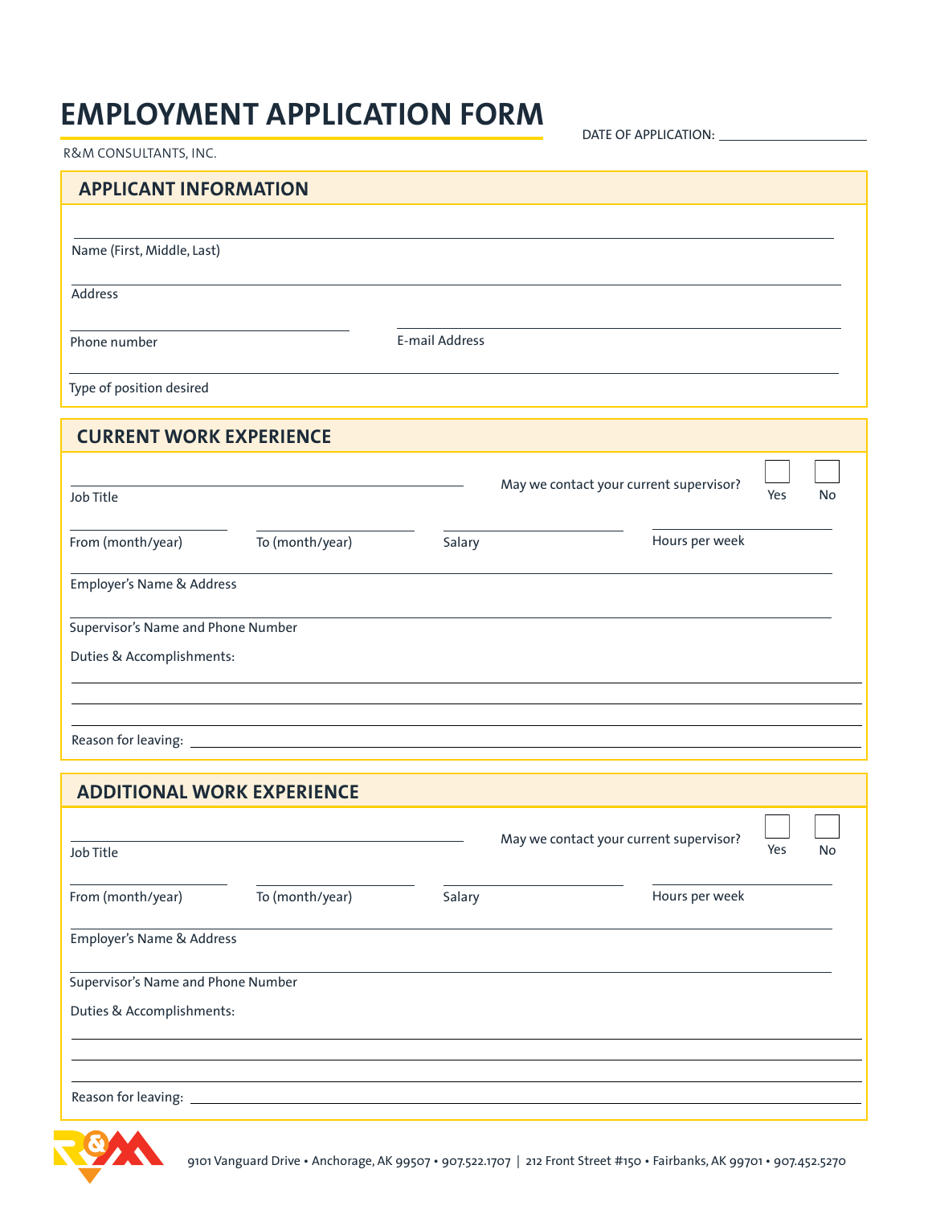# EMPLOYMENT APPLICATION FORM

DATE OF APPLICATION: ____________________

R&M CONSULTANTS, INC.

## APPLICANT INFORMATION

Name (First, Middle, Last)

Address

Phone number

E-mail Address

Type of position desired

## CURRENT WORK EXPERIENCE

Job Title

May we contact your current supervisor? ☐ Yes ☐ No

From (month/year)

To (month/year)

Salary

Hours per week

Employer's Name & Address

Supervisor's Name and Phone Number

Duties & Accomplishments:

Reason for leaving: ____________________

## ADDITIONAL WORK EXPERIENCE

Job Title

May we contact your current supervisor? ☐ Yes ☐ No

From (month/year)

To (month/year)

Salary

Hours per week

Employer's Name & Address

Supervisor's Name and Phone Number

Duties & Accomplishments:

Reason for leaving: ____________________

9101 Vanguard Drive • Anchorage, AK 99507 • 907.522.1707 | 212 Front Street #150 • Fairbanks, AK 99701 • 907.452.5270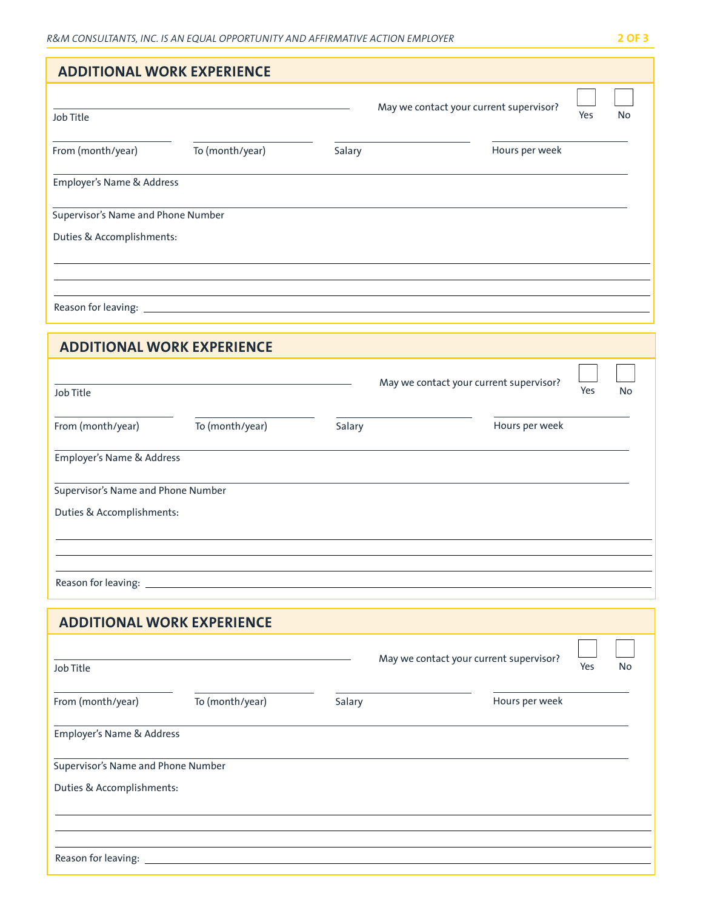## ADDITIONAL WORK EXPERIENCE

Job Title

May we contact your current supervisor? ☐ Yes ☐ No

From (month/year) | To (month/year) | Salary | Hours per week

Employer's Name & Address

Supervisor's Name and Phone Number

Duties & Accomplishments:

Reason for leaving:

## ADDITIONAL WORK EXPERIENCE

Job Title

May we contact your current supervisor? ☐ Yes ☐ No

From (month/year) | To (month/year) | Salary | Hours per week

Employer's Name & Address

Supervisor's Name and Phone Number

Duties & Accomplishments:

Reason for leaving:

## ADDITIONAL WORK EXPERIENCE

Job Title

May we contact your current supervisor? ☐ Yes ☐ No

From (month/year) | To (month/year) | Salary | Hours per week

Employer's Name & Address

Supervisor's Name and Phone Number

Duties & Accomplishments:

Reason for leaving: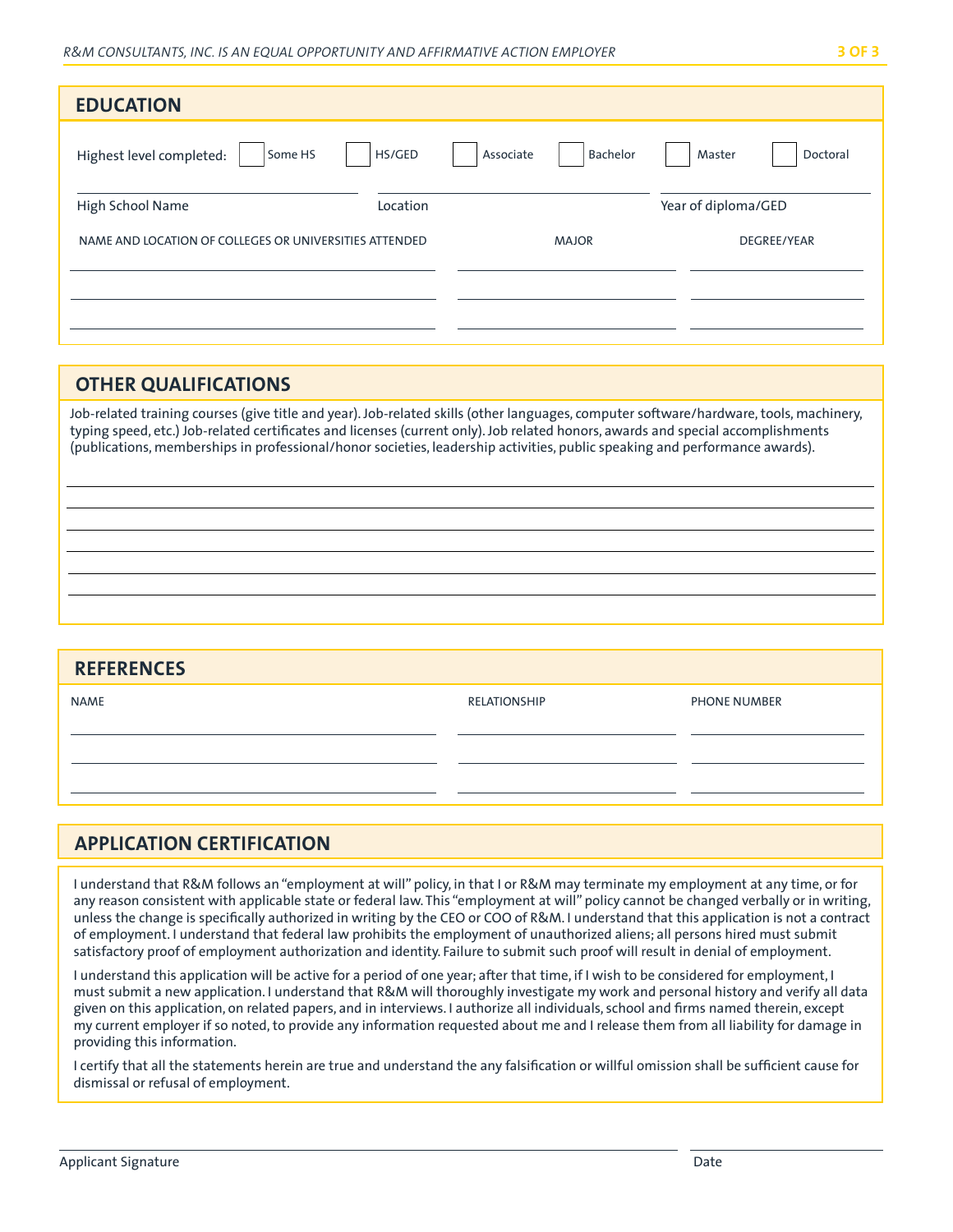## EDUCATION

Highest level completed: ☐ Some HS ☐ HS/GED ☐ Associate ☐ Bachelor ☐ Master ☐ Doctoral

High School Name ______________________ Location ______________________ Year of diploma/GED ______________________

| NAME AND LOCATION OF COLLEGES OR UNIVERSITIES ATTENDED | MAJOR | DEGREE/YEAR |
| --- | --- | --- |
| | | |
| | | |
| | | |

## OTHER QUALIFICATIONS

Job-related training courses (give title and year). Job-related skills (other languages, computer software/hardware, tools, machinery, typing speed, etc.) Job-related certificates and licenses (current only). Job related honors, awards and special accomplishments (publications, memberships in professional/honor societies, leadership activities, public speaking and performance awards).

______________________________________________________________________

______________________________________________________________________

______________________________________________________________________

______________________________________________________________________

______________________________________________________________________

______________________________________________________________________

## REFERENCES

| NAME | RELATIONSHIP | PHONE NUMBER |
| --- | --- | --- |
| | | |
| | | |
| | | |

## APPLICATION CERTIFICATION

I understand that R&M follows an "employment at will" policy, in that I or R&M may terminate my employment at any time, or for any reason consistent with applicable state or federal law. This "employment at will" policy cannot be changed verbally or in writing, unless the change is specifically authorized in writing by the CEO or COO of R&M. I understand that this application is not a contract of employment. I understand that federal law prohibits the employment of unauthorized aliens; all persons hired must submit satisfactory proof of employment authorization and identity. Failure to submit such proof will result in denial of employment.

I understand this application will be active for a period of one year; after that time, if I wish to be considered for employment, I must submit a new application. I understand that R&M will thoroughly investigate my work and personal history and verify all data given on this application, on related papers, and in interviews. I authorize all individuals, school and firms named therein, except my current employer if so noted, to provide any information requested about me and I release them from all liability for damage in providing this information.

I certify that all the statements herein are true and understand the any falsification or willful omission shall be sufficient cause for dismissal or refusal of employment.

______________________________________________________________________ ______________________

Applicant Signature Date